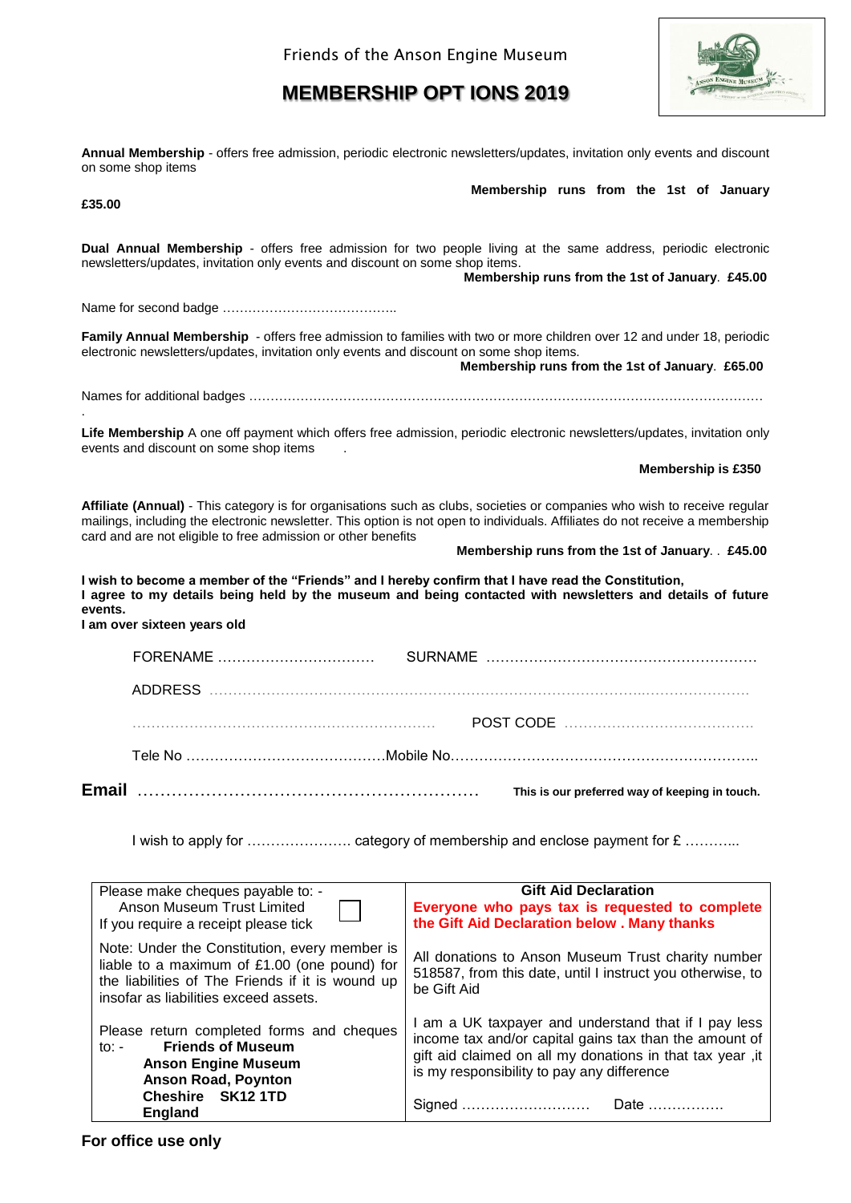Friends of the Anson Engine Museum

# MEMBERSHIP OPT IONS 2019

**Annual Membership** - offers free admission, periodic electronic newsletters/updates, invitation only events and discount on some shop items

**Membership runs from the 1st of January**

**£35.00**

**Dual Annual Membership** - offers free admission for two people living at the same address, periodic electronic newsletters/updates, invitation only events and discount on some shop items.

**Membership runs from the 1st of January**. **£45.00**

Name for second badge …………………………………..

**Family Annual Membership** - offers free admission to families with two or more children over 12 and under 18, periodic electronic newsletters/updates, invitation only events and discount on some shop items.

**Membership runs from the 1st of January**. **£65.00**

Names for additional badges ……………………………………………………………………………………………………….

**Life Membership** A one off payment which offers free admission, periodic electronic newsletters/updates, invitation only events and discount on some shop items .

**Membership is £350**

**Affiliate (Annual)** - This category is for organisations such as clubs, societies or companies who wish to receive regular mailings, including the electronic newsletter. This option is not open to individuals. Affiliates do not receive a membership card and are not eligible to free admission or other benefits

**Membership runs from the 1st of January**. . **£45.00**

**I wish to become a member of the "Friends" and I hereby confirm that I have read the Constitution,**
**I agree to my details being held by the museum and being contacted with newsletters and details of future events.**
**I am over sixteen years old**

FORENAME …………………………… SURNAME …………………………………………………

ADDRESS ……………………………………………………………………………………………………

……………………………………………………… POST CODE …………………………………

Tele No ……………………………………Mobile No………………………………………………………..

**Email** …………………………………………………… **This is our preferred way of keeping in touch.**

I wish to apply for …………………. category of membership and enclose payment for £ ………...

| | **Gift Aid Declaration** |
|---|---|
| Please make cheques payable to: - Anson Museum Trust Limited<br>If you require a receipt please tick ☐ | **Everyone who pays tax is requested to complete the Gift Aid Declaration below . Many thanks** |
| Note: Under the Constitution, every member is liable to a maximum of £1.00 (one pound) for the liabilities of The Friends if it is wound up insofar as liabilities exceed assets. | All donations to Anson Museum Trust charity number 518587, from this date, until I instruct you otherwise, to be Gift Aid |
| Please return completed forms and cheques to: - **Friends of Museum**<br>**Anson Engine Museum**<br>**Anson Road, Poynton**<br>**Cheshire SK12 1TD**<br>**England** | I am a UK taxpayer and understand that if I pay less income tax and/or capital gains tax than the amount of gift aid claimed on all my donations in that tax year ,it is my responsibility to pay any difference<br><br>Signed ……………………… Date ……………. |

**For office use only**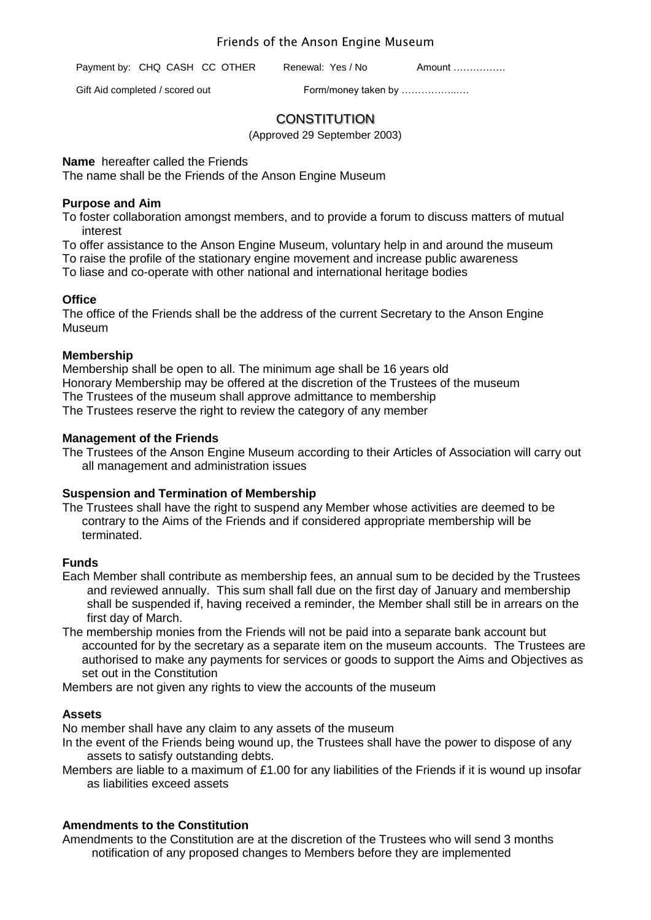Friends of the Anson Engine Museum

Payment by: CHQ CASH CC OTHER Renewal: Yes / No Amount …………….

Gift Aid completed / scored out Form/money taken by ……………..….

# CONSTITUTION

(Approved 29 September 2003)

**Name** hereafter called the Friends
The name shall be the Friends of the Anson Engine Museum

**Purpose and Aim**

To foster collaboration amongst members, and to provide a forum to discuss matters of mutual interest
To offer assistance to the Anson Engine Museum, voluntary help in and around the museum
To raise the profile of the stationary engine movement and increase public awareness
To liase and co-operate with other national and international heritage bodies

**Office**

The office of the Friends shall be the address of the current Secretary to the Anson Engine Museum

**Membership**

Membership shall be open to all. The minimum age shall be 16 years old
Honorary Membership may be offered at the discretion of the Trustees of the museum
The Trustees of the museum shall approve admittance to membership
The Trustees reserve the right to review the category of any member

**Management of the Friends**

The Trustees of the Anson Engine Museum according to their Articles of Association will carry out all management and administration issues

**Suspension and Termination of Membership**

The Trustees shall have the right to suspend any Member whose activities are deemed to be contrary to the Aims of the Friends and if considered appropriate membership will be terminated.

**Funds**

Each Member shall contribute as membership fees, an annual sum to be decided by the Trustees and reviewed annually. This sum shall fall due on the first day of January and membership shall be suspended if, having received a reminder, the Member shall still be in arrears on the first day of March.

The membership monies from the Friends will not be paid into a separate bank account but accounted for by the secretary as a separate item on the museum accounts. The Trustees are authorised to make any payments for services or goods to support the Aims and Objectives as set out in the Constitution

Members are not given any rights to view the accounts of the museum

**Assets**

No member shall have any claim to any assets of the museum

In the event of the Friends being wound up, the Trustees shall have the power to dispose of any assets to satisfy outstanding debts.

Members are liable to a maximum of £1.00 for any liabilities of the Friends if it is wound up insofar as liabilities exceed assets

**Amendments to the Constitution**

Amendments to the Constitution are at the discretion of the Trustees who will send 3 months notification of any proposed changes to Members before they are implemented